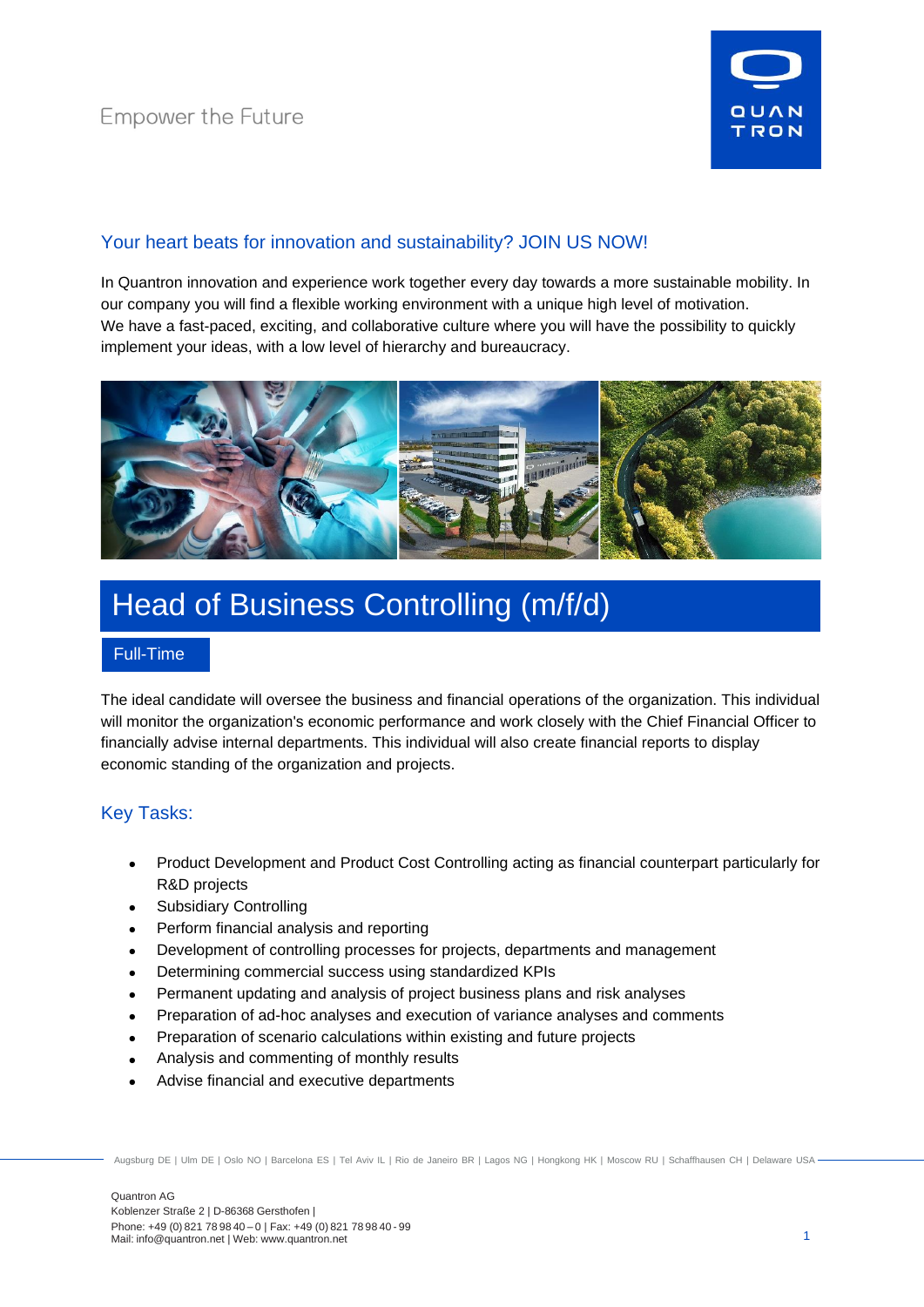Empower the Future

QUAN TRON

## Your heart beats for innovation and sustainability? JOIN US NOW!

In Quantron innovation and experience work together every day towards a more sustainable mobility. In our company you will find a flexible working environment with a unique high level of motivation.
We have a fast-paced, exciting, and collaborative culture where you will have the possibility to quickly implement your ideas, with a low level of hierarchy and bureaucracy.

# Head of Business Controlling (m/f/d)

Full-Time

The ideal candidate will oversee the business and financial operations of the organization. This individual will monitor the organization's economic performance and work closely with the Chief Financial Officer to financially advise internal departments. This individual will also create financial reports to display economic standing of the organization and projects.

## Key Tasks:

- Product Development and Product Cost Controlling acting as financial counterpart particularly for R&D projects
- Subsidiary Controlling
- Perform financial analysis and reporting
- Development of controlling processes for projects, departments and management
- Determining commercial success using standardized KPIs
- Permanent updating and analysis of project business plans and risk analyses
- Preparation of ad-hoc analyses and execution of variance analyses and comments
- Preparation of scenario calculations within existing and future projects
- Analysis and commenting of monthly results
- Advise financial and executive departments

Augsburg DE | Ulm DE | Oslo NO | Barcelona ES | Tel Aviv IL | Rio de Janeiro BR | Lagos NG | Hongkong HK | Moscow RU | Schaffhausen CH | Delaware USA

Quantron AG
Koblenzer Straße 2 | D-86368 Gersthofen |
Phone: +49 (0) 821 78 98 40 – 0 | Fax: +49 (0) 821 78 98 40 - 99
Mail: info@quantron.net | Web: www.quantron.net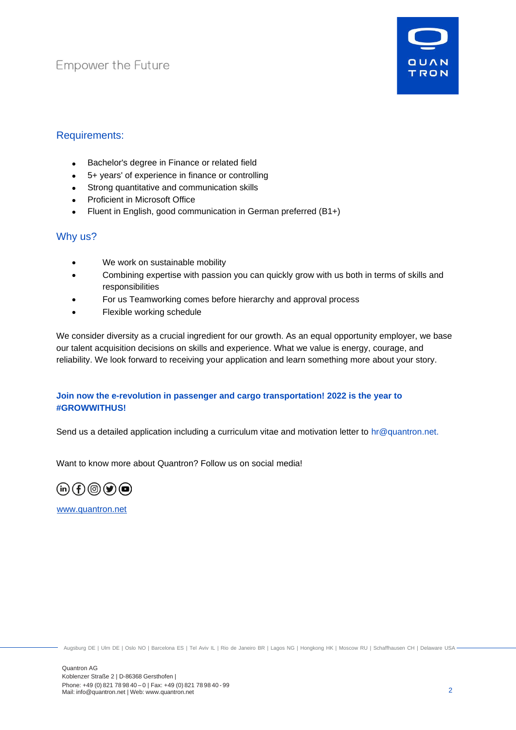## Requirements:

- Bachelor's degree in Finance or related field
- 5+ years' of experience in finance or controlling
- Strong quantitative and communication skills
- Proficient in Microsoft Office
- Fluent in English, good communication in German preferred (B1+)

## Why us?

- We work on sustainable mobility
- Combining expertise with passion you can quickly grow with us both in terms of skills and responsibilities
- For us Teamworking comes before hierarchy and approval process
- Flexible working schedule

We consider diversity as a crucial ingredient for our growth. As an equal opportunity employer, we base our talent acquisition decisions on skills and experience. What we value is energy, courage, and reliability. We look forward to receiving your application and learn something more about your story.

**Join now the e-revolution in passenger and cargo transportation! 2022 is the year to #GROWWITHUS!**

Send us a detailed application including a curriculum vitae and motivation letter to hr@quantron.net.

Want to know more about Quantron? Follow us on social media!

www.quantron.net

Augsburg DE | Ulm DE | Oslo NO | Barcelona ES | Tel Aviv IL | Rio de Janeiro BR | Lagos NG | Hongkong HK | Moscow RU | Schaffhausen CH | Delaware USA

Quantron AG
Koblenzer Straße 2 | D-86368 Gersthofen |
Phone: +49 (0) 821 78 98 40 – 0 | Fax: +49 (0) 821 78 98 40 - 99
Mail: info@quantron.net | Web: www.quantron.net